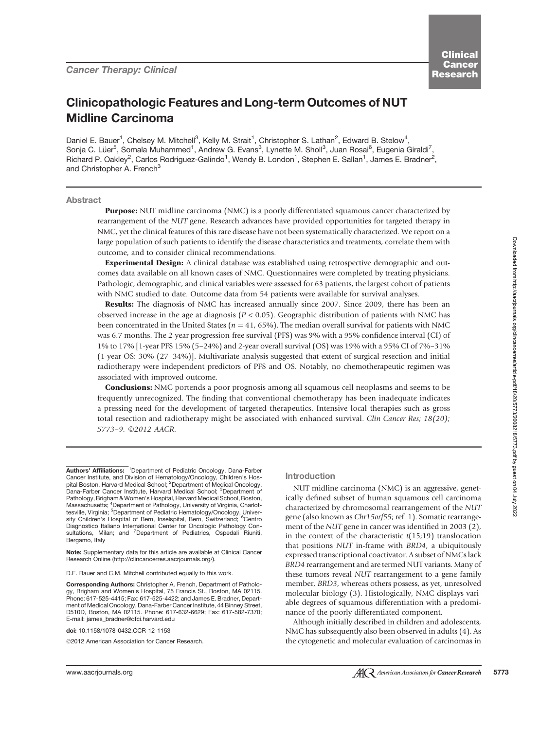Cancer Therapy: Clinical

# Clinicopathologic Features and Long-term Outcomes of NUT Midline Carcinoma

Daniel E. Bauer[1], Chelsey M. Mitchell[3], Kelly M. Strait[1], Christopher S. Lathan[2], Edward B. Stelow[4], Sonja C. Lüer[5], Somala Muhammed[1], Andrew G. Evans[3], Lynette M. Sholl[3], Juan Rosai[6], Eugenia Giraldi[7], Richard P. Oakley[2], Carlos Rodriguez-Galindo[1], Wendy B. London[1], Stephen E. Sallan[1], James E. Bradner[2], and Christopher A. French[3]

## Abstract

**Purpose:** NUT midline carcinoma (NMC) is a poorly differentiated squamous cancer characterized by rearrangement of the *NUT* gene. Research advances have provided opportunities for targeted therapy in NMC, yet the clinical features of this rare disease have not been systematically characterized. We report on a large population of such patients to identify the disease characteristics and treatments, correlate them with outcome, and to consider clinical recommendations.

**Experimental Design:** A clinical database was established using retrospective demographic and outcomes data available on all known cases of NMC. Questionnaires were completed by treating physicians. Pathologic, demographic, and clinical variables were assessed for 63 patients, the largest cohort of patients with NMC studied to date. Outcome data from 54 patients were available for survival analyses.

**Results:** The diagnosis of NMC has increased annually since 2007. Since 2009, there has been an observed increase in the age at diagnosis ($P < 0.05$). Geographic distribution of patients with NMC has been concentrated in the United States ($n = 41$, 65%). The median overall survival for patients with NMC was 6.7 months. The 2-year progression-free survival (PFS) was 9% with a 95% confidence interval (CI) of 1% to 17% [1-year PFS 15% (5–24%) and 2-year overall survival (OS) was 19% with a 95% CI of 7%–31% (1-year OS: 30% (27–34%)]. Multivariate analysis suggested that extent of surgical resection and initial radiotherapy were independent predictors of PFS and OS. Notably, no chemotherapeutic regimen was associated with improved outcome.

**Conclusions:** NMC portends a poor prognosis among all squamous cell neoplasms and seems to be frequently unrecognized. The finding that conventional chemotherapy has been inadequate indicates a pressing need for the development of targeted therapeutics. Intensive local therapies such as gross total resection and radiotherapy might be associated with enhanced survival. *Clin Cancer Res; 18(20); 5773–9. ©2012 AACR.*

**Authors' Affiliations:** [1]Department of Pediatric Oncology, Dana-Farber Cancer Institute, and Division of Hematology/Oncology, Children's Hospital Boston, Harvard Medical School; [2]Department of Medical Oncology, Dana-Farber Cancer Institute, Harvard Medical School; [3]Department of Pathology, Brigham & Women's Hospital, Harvard Medical School, Boston, Massachusetts; [4]Department of Pathology, University of Virginia, Charlottesville, Virginia; [5]Department of Pediatric Hematology/Oncology, University Children's Hospital of Bern, Inselspital, Bern, Switzerland; [6]Centro Diagnostico Italiano International Center for Oncologic Pathology Consultations, Milan; and [7]Department of Pediatrics, Ospedali Riuniti, Bergamo, Italy

**Note:** Supplementary data for this article are available at Clinical Cancer Research Online (http://clincancerres.aacrjournals.org/).

D.E. Bauer and C.M. Mitchell contributed equally to this work.

**Corresponding Authors:** Christopher A. French, Department of Pathology, Brigham and Women's Hospital, 75 Francis St., Boston, MA 02115. Phone: 617-525-4415; Fax: 617-525-4422; and James E. Bradner, Department of Medical Oncology, Dana-Farber Cancer Institute, 44 Binney Street, D510D, Boston, MA 02115. Phone: 617-632-6629; Fax: 617-582-7370; E-mail: james_bradner@dfci.harvard.edu

**doi:** 10.1158/1078-0432.CCR-12-1153

©2012 American Association for Cancer Research.

## Introduction

NUT midline carcinoma (NMC) is an aggressive, genetically defined subset of human squamous cell carcinoma characterized by chromosomal rearrangement of the *NUT* gene (also known as *Chr15orf55*; ref. 1). Somatic rearrangement of the *NUT* gene in cancer was identified in 2003 (2), in the context of the characteristic *t*(15;19) translocation that positions *NUT* in-frame with *BRD4*, a ubiquitously expressed transcriptional coactivator. A subset of NMCs lack *BRD4* rearrangement and are termed NUT variants. Many of these tumors reveal *NUT* rearrangement to a gene family member, *BRD3*, whereas others possess, as yet, unresolved molecular biology (3). Histologically, NMC displays variable degrees of squamous differentiation with a predominance of the poorly differentiated component.

Although initially described in children and adolescents, NMC has subsequently also been observed in adults (4). As the cytogenetic and molecular evaluation of carcinomas in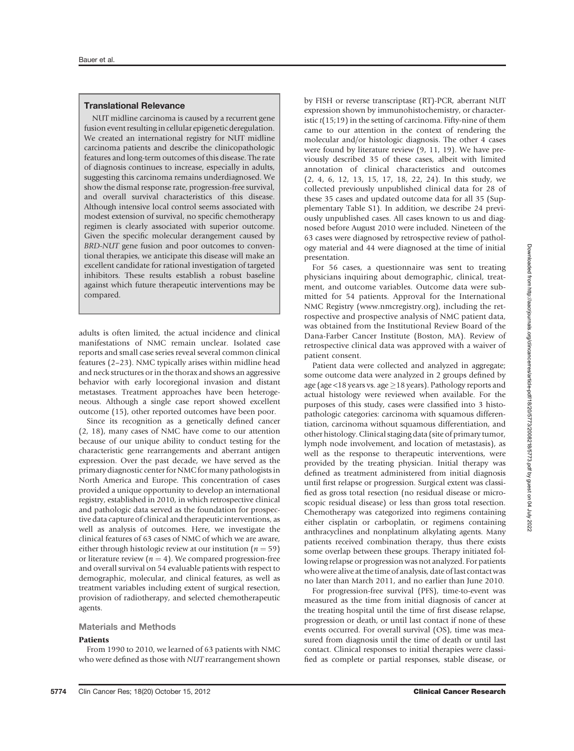## Translational Relevance

NUT midline carcinoma is caused by a recurrent gene fusion event resulting in cellular epigenetic deregulation. We created an international registry for NUT midline carcinoma patients and describe the clinicopathologic features and long-term outcomes of this disease. The rate of diagnosis continues to increase, especially in adults, suggesting this carcinoma remains underdiagnosed. We show the dismal response rate, progression-free survival, and overall survival characteristics of this disease. Although intensive local control seems associated with modest extension of survival, no specific chemotherapy regimen is clearly associated with superior outcome. Given the specific molecular derangement caused by *BRD-NUT* gene fusion and poor outcomes to conventional therapies, we anticipate this disease will make an excellent candidate for rational investigation of targeted inhibitors. These results establish a robust baseline against which future therapeutic interventions may be compared.

adults is often limited, the actual incidence and clinical manifestations of NMC remain unclear. Isolated case reports and small case series reveal several common clinical features (2–23). NMC typically arises within midline head and neck structures or in the thorax and shows an aggressive behavior with early locoregional invasion and distant metastases. Treatment approaches have been heterogeneous. Although a single case report showed excellent outcome (15), other reported outcomes have been poor.

Since its recognition as a genetically defined cancer (2, 18), many cases of NMC have come to our attention because of our unique ability to conduct testing for the characteristic gene rearrangements and aberrant antigen expression. Over the past decade, we have served as the primary diagnostic center for NMC for many pathologists in North America and Europe. This concentration of cases provided a unique opportunity to develop an international registry, established in 2010, in which retrospective clinical and pathologic data served as the foundation for prospective data capture of clinical and therapeutic interventions, as well as analysis of outcomes. Here, we investigate the clinical features of 63 cases of NMC of which we are aware, either through histologic review at our institution ($n = 59$) or literature review ($n = 4$). We compared progression-free and overall survival on 54 evaluable patients with respect to demographic, molecular, and clinical features, as well as treatment variables including extent of surgical resection, provision of radiotherapy, and selected chemotherapeutic agents.

## Materials and Methods

### Patients

From 1990 to 2010, we learned of 63 patients with NMC who were defined as those with *NUT* rearrangement shown by FISH or reverse transcriptase (RT)-PCR, aberrant NUT expression shown by immunohistochemistry, or characteristic *t*(15;19) in the setting of carcinoma. Fifty-nine of them came to our attention in the context of rendering the molecular and/or histologic diagnosis. The other 4 cases were found by literature review (9, 11, 19). We have previously described 35 of these cases, albeit with limited annotation of clinical characteristics and outcomes (2, 4, 6, 12, 13, 15, 17, 18, 22, 24). In this study, we collected previously unpublished clinical data for 28 of these 35 cases and updated outcome data for all 35 (Supplementary Table S1). In addition, we describe 24 previously unpublished cases. All cases known to us and diagnosed before August 2010 were included. Nineteen of the 63 cases were diagnosed by retrospective review of pathology material and 44 were diagnosed at the time of initial presentation.

For 56 cases, a questionnaire was sent to treating physicians inquiring about demographic, clinical, treatment, and outcome variables. Outcome data were submitted for 54 patients. Approval for the International NMC Registry (www.nmcregistry.org), including the retrospective and prospective analysis of NMC patient data, was obtained from the Institutional Review Board of the Dana-Farber Cancer Institute (Boston, MA). Review of retrospective clinical data was approved with a waiver of patient consent.

Patient data were collected and analyzed in aggregate; some outcome data were analyzed in 2 groups defined by age (age <18 years vs. age $\geq$18 years). Pathology reports and actual histology were reviewed when available. For the purposes of this study, cases were classified into 3 histopathologic categories: carcinoma with squamous differentiation, carcinoma without squamous differentiation, and other histology. Clinical staging data (site of primary tumor, lymph node involvement, and location of metastasis), as well as the response to therapeutic interventions, were provided by the treating physician. Initial therapy was defined as treatment administered from initial diagnosis until first relapse or progression. Surgical extent was classified as gross total resection (no residual disease or microscopic residual disease) or less than gross total resection. Chemotherapy was categorized into regimens containing either cisplatin or carboplatin, or regimens containing anthracyclines and nonplatinum alkylating agents. Many patients received combination therapy, thus there exists some overlap between these groups. Therapy initiated following relapse or progression was not analyzed. For patients who were alive at the time of analysis, date of last contact was no later than March 2011, and no earlier than June 2010.

For progression-free survival (PFS), time-to-event was measured as the time from initial diagnosis of cancer at the treating hospital until the time of first disease relapse, progression or death, or until last contact if none of these events occurred. For overall survival (OS), time was measured from diagnosis until the time of death or until last contact. Clinical responses to initial therapies were classified as complete or partial responses, stable disease, or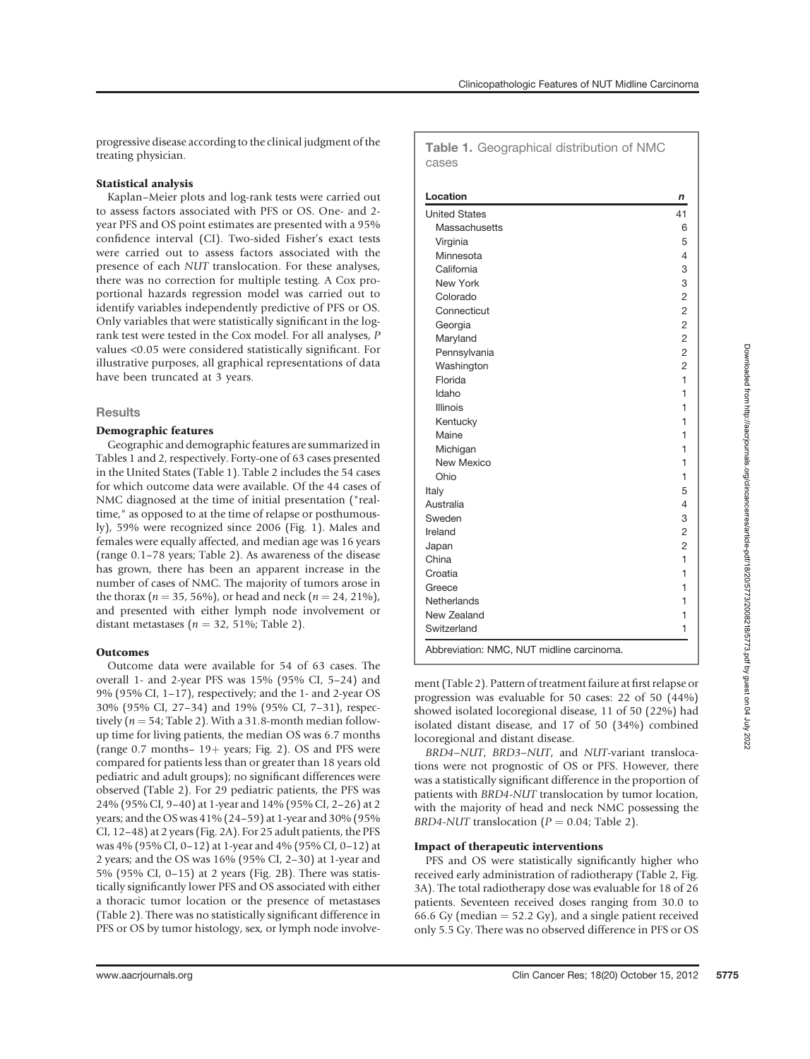progressive disease according to the clinical judgment of the treating physician.

#### Statistical analysis

Kaplan–Meier plots and log-rank tests were carried out to assess factors associated with PFS or OS. One- and 2-year PFS and OS point estimates are presented with a 95% confidence interval (CI). Two-sided Fisher's exact tests were carried out to assess factors associated with the presence of each *NUT* translocation. For these analyses, there was no correction for multiple testing. A Cox proportional hazards regression model was carried out to identify variables independently predictive of PFS or OS. Only variables that were statistically significant in the log-rank test were tested in the Cox model. For all analyses, $P$ values <0.05 were considered statistically significant. For illustrative purposes, all graphical representations of data have been truncated at 3 years.

## Results

#### Demographic features

Geographic and demographic features are summarized in Tables 1 and 2, respectively. Forty-one of 63 cases presented in the United States (Table 1). Table 2 includes the 54 cases for which outcome data were available. Of the 44 cases of NMC diagnosed at the time of initial presentation ("real-time," as opposed to at the time of relapse or posthumously), 59% were recognized since 2006 (Fig. 1). Males and females were equally affected, and median age was 16 years (range 0.1–78 years; Table 2). As awareness of the disease has grown, there has been an apparent increase in the number of cases of NMC. The majority of tumors arose in the thorax ($n = 35$, 56%), or head and neck ($n = 24$, 21%), and presented with either lymph node involvement or distant metastases ($n = 32$, 51%; Table 2).

#### Outcomes

Outcome data were available for 54 of 63 cases. The overall 1- and 2-year PFS was 15% (95% CI, 5–24) and 9% (95% CI, 1–17), respectively; and the 1- and 2-year OS 30% (95% CI, 27–34) and 19% (95% CI, 7–31), respectively ($n = 54$; Table 2). With a 31.8-month median follow-up time for living patients, the median OS was 6.7 months (range 0.7 months– 19+ years; Fig. 2). OS and PFS were compared for patients less than or greater than 18 years old pediatric and adult groups); no significant differences were observed (Table 2). For 29 pediatric patients, the PFS was 24% (95% CI, 9–40) at 1-year and 14% (95% CI, 2–26) at 2 years; and the OS was 41% (24–59) at 1-year and 30% (95% CI, 12–48) at 2 years (Fig. 2A). For 25 adult patients, the PFS was 4% (95% CI, 0–12) at 1-year and 4% (95% CI, 0–12) at 2 years; and the OS was 16% (95% CI, 2–30) at 1-year and 5% (95% CI, 0–15) at 2 years (Fig. 2B). There was statistically significantly lower PFS and OS associated with either a thoracic tumor location or the presence of metastases (Table 2). There was no statistically significant difference in PFS or OS by tumor histology, sex, or lymph node involvement (Table 2). Pattern of treatment failure at first relapse or progression was evaluable for 50 cases: 22 of 50 (44%) showed isolated locoregional disease, 11 of 50 (22%) had isolated distant disease, and 17 of 50 (34%) combined locoregional and distant disease.

**Table 1.** Geographical distribution of NMC cases

| Location | *n* |
|---|---|
| United States | 41 |
| Massachusetts | 6 |
| Virginia | 5 |
| Minnesota | 4 |
| California | 3 |
| New York | 3 |
| Colorado | 2 |
| Connecticut | 2 |
| Georgia | 2 |
| Maryland | 2 |
| Pennsylvania | 2 |
| Washington | 2 |
| Florida | 1 |
| Idaho | 1 |
| Illinois | 1 |
| Kentucky | 1 |
| Maine | 1 |
| Michigan | 1 |
| New Mexico | 1 |
| Ohio | 1 |
| Italy | 5 |
| Australia | 4 |
| Sweden | 3 |
| Ireland | 2 |
| Japan | 2 |
| China | 1 |
| Croatia | 1 |
| Greece | 1 |
| Netherlands | 1 |
| New Zealand | 1 |
| Switzerland | 1 |

Abbreviation: NMC, NUT midline carcinoma.

*BRD4–NUT*, *BRD3–NUT*, and *NUT*-variant translocations were not prognostic of OS or PFS. However, there was a statistically significant difference in the proportion of patients with *BRD4-NUT* translocation by tumor location, with the majority of head and neck NMC possessing the *BRD4-NUT* translocation ($P = 0.04$; Table 2).

#### Impact of therapeutic interventions

PFS and OS were statistically significantly higher who received early administration of radiotherapy (Table 2, Fig. 3A). The total radiotherapy dose was evaluable for 18 of 26 patients. Seventeen received doses ranging from 30.0 to 66.6 Gy (median = 52.2 Gy), and a single patient received only 5.5 Gy. There was no observed difference in PFS or OS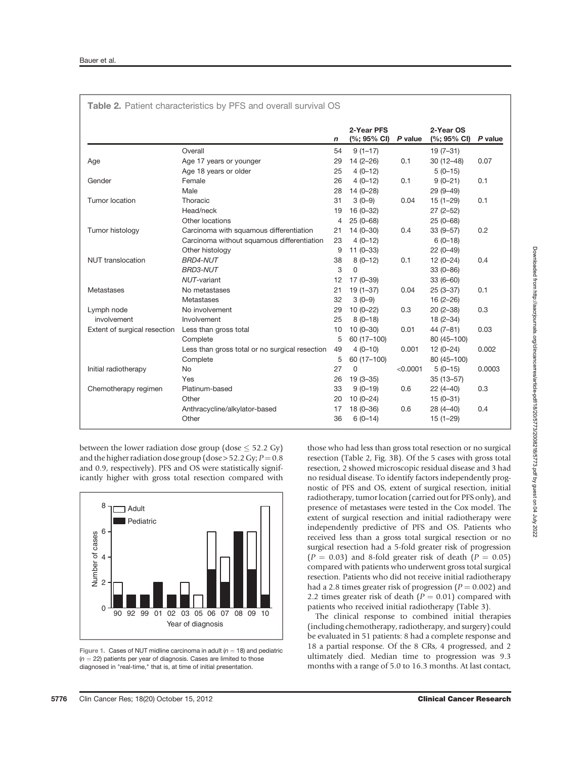**Table 2.** Patient characteristics by PFS and overall survival OS

| | | *n* | 2-Year PFS (%; 95% CI) | *P* value | 2-Year OS (%; 95% CI) | *P* value |
|---|---|---|---|---|---|---|
| | Overall | 54 | 9 (1–17) | | 19 (7–31) | |
| Age | Age 17 years or younger | 29 | 14 (2–26) | 0.1 | 30 (12–48) | 0.07 |
| | Age 18 years or older | 25 | 4 (0–12) | | 5 (0–15) | |
| Gender | Female | 26 | 4 (0–12) | 0.1 | 9 (0–21) | 0.1 |
| | Male | 28 | 14 (0–28) | | 29 (9–49) | |
| Tumor location | Thoracic | 31 | 3 (0–9) | 0.04 | 15 (1–29) | 0.1 |
| | Head/neck | 19 | 16 (0–32) | | 27 (2–52) | |
| | Other locations | 4 | 25 (0–68) | | 25 (0–68) | |
| Tumor histology | Carcinoma with squamous differentiation | 21 | 14 (0–30) | 0.4 | 33 (9–57) | 0.2 |
| | Carcinoma without squamous differentiation | 23 | 4 (0–12) | | 6 (0–18) | |
| | Other histology | 9 | 11 (0–33) | | 22 (0–49) | |
| NUT translocation | *BRD4-NUT* | 38 | 8 (0–12) | 0.1 | 12 (0–24) | 0.4 |
| | *BRD3-NUT* | 3 | 0 | | 33 (0–86) | |
| | *NUT*-variant | 12 | 17 (0–39) | | 33 (6–60) | |
| Metastases | No metastases | 21 | 19 (1–37) | 0.04 | 25 (3–37) | 0.1 |
| | Metastases | 32 | 3 (0–9) | | 16 (2–26) | |
| Lymph node involvement | No involvement | 29 | 10 (0–22) | 0.3 | 20 (2–38) | 0.3 |
| | Involvement | 25 | 8 (0–18) | | 18 (2–34) | |
| Extent of surgical resection | Less than gross total | 10 | 10 (0–30) | 0.01 | 44 (7–81) | 0.03 |
| | Complete | 5 | 60 (17–100) | | 80 (45–100) | |
| | Less than gross total or no surgical resection | 49 | 4 (0–10) | 0.001 | 12 (0–24) | 0.002 |
| | Complete | 5 | 60 (17–100) | | 80 (45–100) | |
| Initial radiotherapy | No | 27 | 0 | <0.0001 | 5 (0–15) | 0.0003 |
| | Yes | 26 | 19 (3–35) | | 35 (13–57) | |
| Chemotherapy regimen | Platinum-based | 33 | 9 (0–19) | 0.6 | 22 (4–40) | 0.3 |
| | Other | 20 | 10 (0–24) | | 15 (0–31) | |
| | Anthracycline/alkylator-based | 17 | 18 (0–36) | 0.6 | 28 (4–40) | 0.4 |
| | Other | 36 | 6 (0–14) | | 15 (1–29) | |

between the lower radiation dose group (dose $\leq$ 52.2 Gy) and the higher radiation dose group (dose > 52.2 Gy; $P = 0.8$ and 0.9, respectively). PFS and OS were statistically significantly higher with gross total resection compared with those who had less than gross total resection or no surgical resection (Table 2, Fig. 3B). Of the 5 cases with gross total resection, 2 showed microscopic residual disease and 3 had no residual disease. To identify factors independently prognostic of PFS and OS, extent of surgical resection, initial radiotherapy, tumor location (carried out for PFS only), and presence of metastases were tested in the Cox model. The extent of surgical resection and initial radiotherapy were independently predictive of PFS and OS. Patients who received less than a gross total surgical resection or no surgical resection had a 5-fold greater risk of progression ($P = 0.03$) and 8-fold greater risk of death ($P = 0.05$) compared with patients who underwent gross total surgical resection. Patients who did not receive initial radiotherapy had a 2.8 times greater risk of progression ($P = 0.002$) and 2.2 times greater risk of death ($P = 0.01$) compared with patients who received initial radiotherapy (Table 3).

**Figure 1.** Cases of NUT midline carcinoma in adult ($n = 18$) and pediatric ($n = 22$) patients per year of diagnosis. Cases are limited to those diagnosed in "real-time," that is, at time of initial presentation.

The clinical response to combined initial therapies (including chemotherapy, radiotherapy, and surgery) could be evaluated in 51 patients: 8 had a complete response and 18 a partial response. Of the 8 CRs, 4 progressed, and 2 ultimately died. Median time to progression was 9.3 months with a range of 5.0 to 16.3 months. At last contact,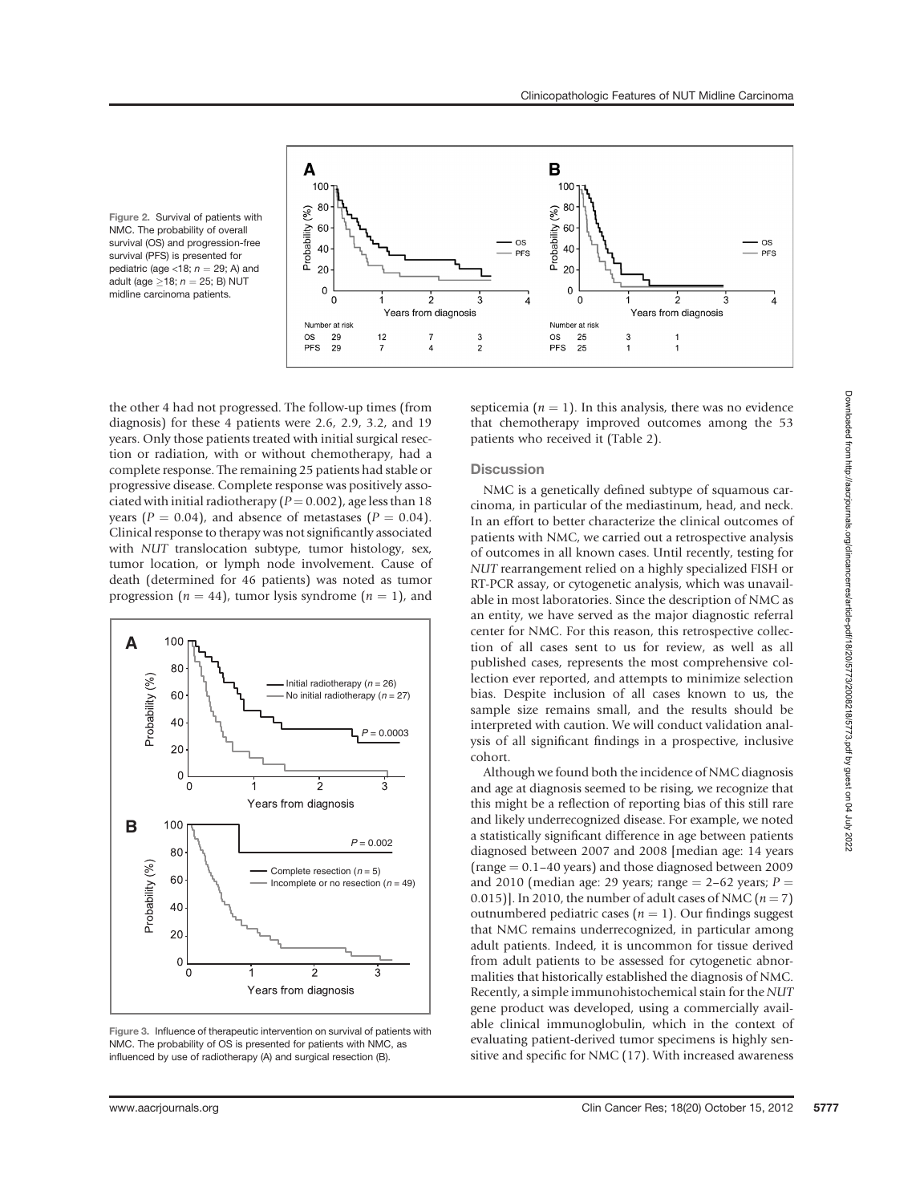Figure 2. Survival of patients with NMC. The probability of overall survival (OS) and progression-free survival (PFS) is presented for pediatric (age <18; $n = 29$; A) and adult (age ≥18; $n = 25$; B) NUT midline carcinoma patients.

the other 4 had not progressed. The follow-up times (from diagnosis) for these 4 patients were 2.6, 2.9, 3.2, and 19 years. Only those patients treated with initial surgical resection or radiation, with or without chemotherapy, had a complete response. The remaining 25 patients had stable or progressive disease. Complete response was positively associated with initial radiotherapy ($P = 0.002$), age less than 18 years ($P = 0.04$), and absence of metastases ($P = 0.04$). Clinical response to therapy was not significantly associated with *NUT* translocation subtype, tumor histology, sex, tumor location, or lymph node involvement. Cause of death (determined for 46 patients) was noted as tumor progression ($n = 44$), tumor lysis syndrome ($n = 1$), and septicemia ($n = 1$). In this analysis, there was no evidence that chemotherapy improved outcomes among the 53 patients who received it (Table 2).

Figure 3. Influence of therapeutic intervention on survival of patients with NMC. The probability of OS is presented for patients with NMC, as influenced by use of radiotherapy (A) and surgical resection (B).

## Discussion

NMC is a genetically defined subtype of squamous carcinoma, in particular of the mediastinum, head, and neck. In an effort to better characterize the clinical outcomes of patients with NMC, we carried out a retrospective analysis of outcomes in all known cases. Until recently, testing for *NUT* rearrangement relied on a highly specialized FISH or RT-PCR assay, or cytogenetic analysis, which was unavailable in most laboratories. Since the description of NMC as an entity, we have served as the major diagnostic referral center for NMC. For this reason, this retrospective collection of all cases sent to us for review, as well as all published cases, represents the most comprehensive collection ever reported, and attempts to minimize selection bias. Despite inclusion of all cases known to us, the sample size remains small, and the results should be interpreted with caution. We will conduct validation analysis of all significant findings in a prospective, inclusive cohort.

Although we found both the incidence of NMC diagnosis and age at diagnosis seemed to be rising, we recognize that this might be a reflection of reporting bias of this still rare and likely underrecognized disease. For example, we noted a statistically significant difference in age between patients diagnosed between 2007 and 2008 [median age: 14 years (range = 0.1–40 years) and those diagnosed between 2009 and 2010 (median age: 29 years; range = 2–62 years; $P = 0.015$)]. In 2010, the number of adult cases of NMC ($n = 7$) outnumbered pediatric cases ($n = 1$). Our findings suggest that NMC remains underrecognized, in particular among adult patients. Indeed, it is uncommon for tissue derived from adult patients to be assessed for cytogenetic abnormalities that historically established the diagnosis of NMC. Recently, a simple immunohistochemical stain for the *NUT* gene product was developed, using a commercially available clinical immunoglobulin, which in the context of evaluating patient-derived tumor specimens is highly sensitive and specific for NMC (17). With increased awareness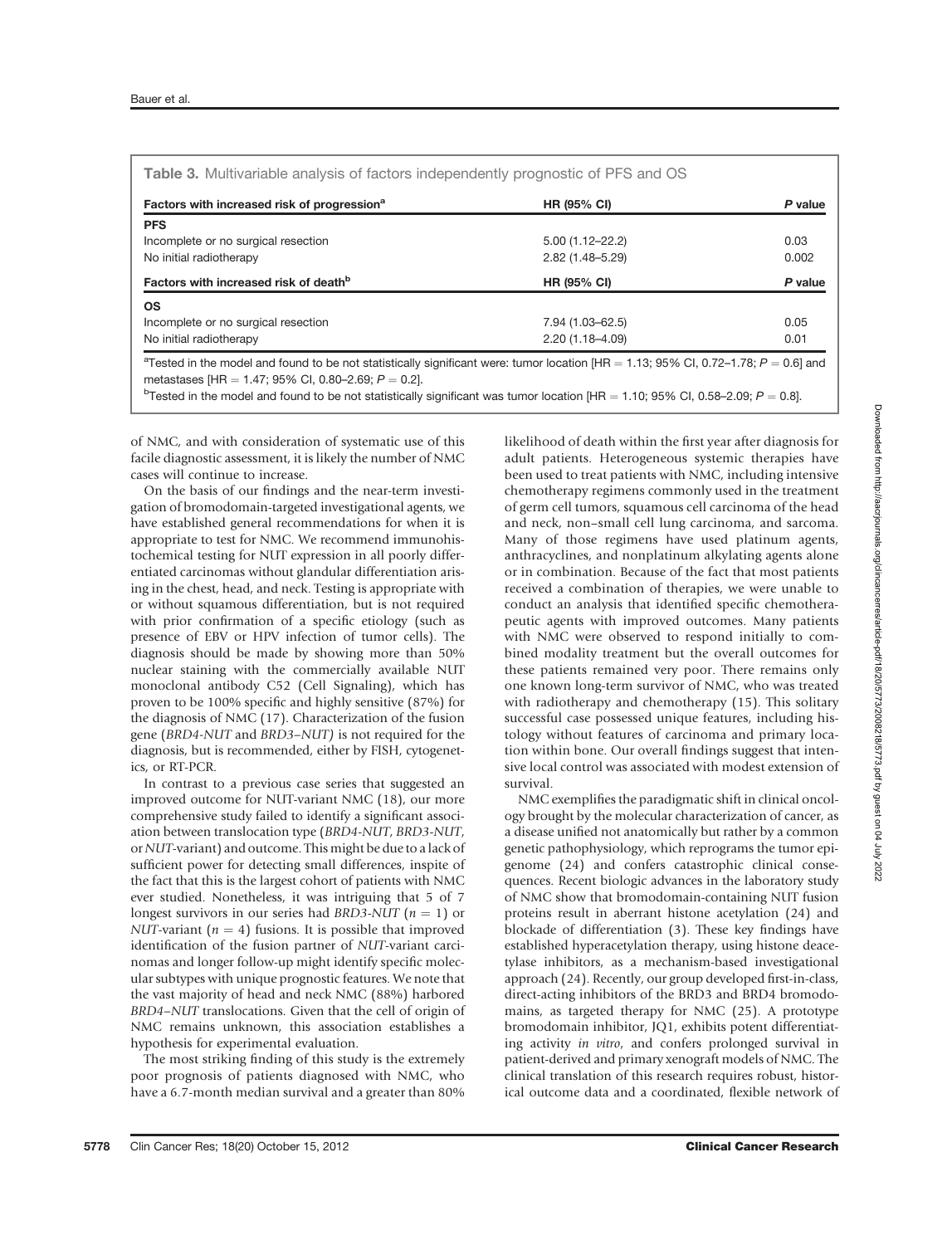**Table 3.** Multivariable analysis of factors independently prognostic of PFS and OS

| Factors with increased risk of progression[a] | HR (95% CI) | *P* value |
|---|---|---|
| **PFS** | | |
| Incomplete or no surgical resection | 5.00 (1.12–22.2) | 0.03 |
| No initial radiotherapy | 2.82 (1.48–5.29) | 0.002 |
| **Factors with increased risk of death[b]** | **HR (95% CI)** | ***P* value** |
| **OS** | | |
| Incomplete or no surgical resection | 7.94 (1.03–62.5) | 0.05 |
| No initial radiotherapy | 2.20 (1.18–4.09) | 0.01 |

[a]Tested in the model and found to be not statistically significant were: tumor location [HR = 1.13; 95% CI, 0.72–1.78; $P = 0.6$] and metastases [HR = 1.47; 95% CI, 0.80–2.69; $P = 0.2$].

[b]Tested in the model and found to be not statistically significant was tumor location [HR = 1.10; 95% CI, 0.58–2.09; $P = 0.8$].

of NMC, and with consideration of systematic use of this facile diagnostic assessment, it is likely the number of NMC cases will continue to increase.

On the basis of our findings and the near-term investigation of bromodomain-targeted investigational agents, we have established general recommendations for when it is appropriate to test for NMC. We recommend immunohistochemical testing for NUT expression in all poorly differentiated carcinomas without glandular differentiation arising in the chest, head, and neck. Testing is appropriate with or without squamous differentiation, but is not required with prior confirmation of a specific etiology (such as presence of EBV or HPV infection of tumor cells). The diagnosis should be made by showing more than 50% nuclear staining with the commercially available NUT monoclonal antibody C52 (Cell Signaling), which has proven to be 100% specific and highly sensitive (87%) for the diagnosis of NMC (17). Characterization of the fusion gene (*BRD4-NUT* and *BRD3–NUT)* is not required for the diagnosis, but is recommended, either by FISH, cytogenetics, or RT-PCR.

In contrast to a previous case series that suggested an improved outcome for NUT-variant NMC (18), our more comprehensive study failed to identify a significant association between translocation type (*BRD4-NUT*, *BRD3-NUT*, or *NUT*-variant) and outcome. This might be due to a lack of sufficient power for detecting small differences, inspite of the fact that this is the largest cohort of patients with NMC ever studied. Nonetheless, it was intriguing that 5 of 7 longest survivors in our series had *BRD3-NUT* ($n = 1$) or *NUT*-variant ($n = 4$) fusions. It is possible that improved identification of the fusion partner of *NUT*-variant carcinomas and longer follow-up might identify specific molecular subtypes with unique prognostic features. We note that the vast majority of head and neck NMC (88%) harbored *BRD4–NUT* translocations. Given that the cell of origin of NMC remains unknown, this association establishes a hypothesis for experimental evaluation.

The most striking finding of this study is the extremely poor prognosis of patients diagnosed with NMC, who have a 6.7-month median survival and a greater than 80% likelihood of death within the first year after diagnosis for adult patients. Heterogeneous systemic therapies have been used to treat patients with NMC, including intensive chemotherapy regimens commonly used in the treatment of germ cell tumors, squamous cell carcinoma of the head and neck, non–small cell lung carcinoma, and sarcoma. Many of those regimens have used platinum agents, anthracyclines, and nonplatinum alkylating agents alone or in combination. Because of the fact that most patients received a combination of therapies, we were unable to conduct an analysis that identified specific chemotherapeutic agents with improved outcomes. Many patients with NMC were observed to respond initially to combined modality treatment but the overall outcomes for these patients remained very poor. There remains only one known long-term survivor of NMC, who was treated with radiotherapy and chemotherapy (15). This solitary successful case possessed unique features, including histology without features of carcinoma and primary location within bone. Our overall findings suggest that intensive local control was associated with modest extension of survival.

NMC exemplifies the paradigmatic shift in clinical oncology brought by the molecular characterization of cancer, as a disease unified not anatomically but rather by a common genetic pathophysiology, which reprograms the tumor epigenome (24) and confers catastrophic clinical consequences. Recent biologic advances in the laboratory study of NMC show that bromodomain-containing NUT fusion proteins result in aberrant histone acetylation (24) and blockade of differentiation (3). These key findings have established hyperacetylation therapy, using histone deacetylase inhibitors, as a mechanism-based investigational approach (24). Recently, our group developed first-in-class, direct-acting inhibitors of the BRD3 and BRD4 bromodomains, as targeted therapy for NMC (25). A prototype bromodomain inhibitor, JQ1, exhibits potent differentiating activity *in vitro*, and confers prolonged survival in patient-derived and primary xenograft models of NMC. The clinical translation of this research requires robust, historical outcome data and a coordinated, flexible network of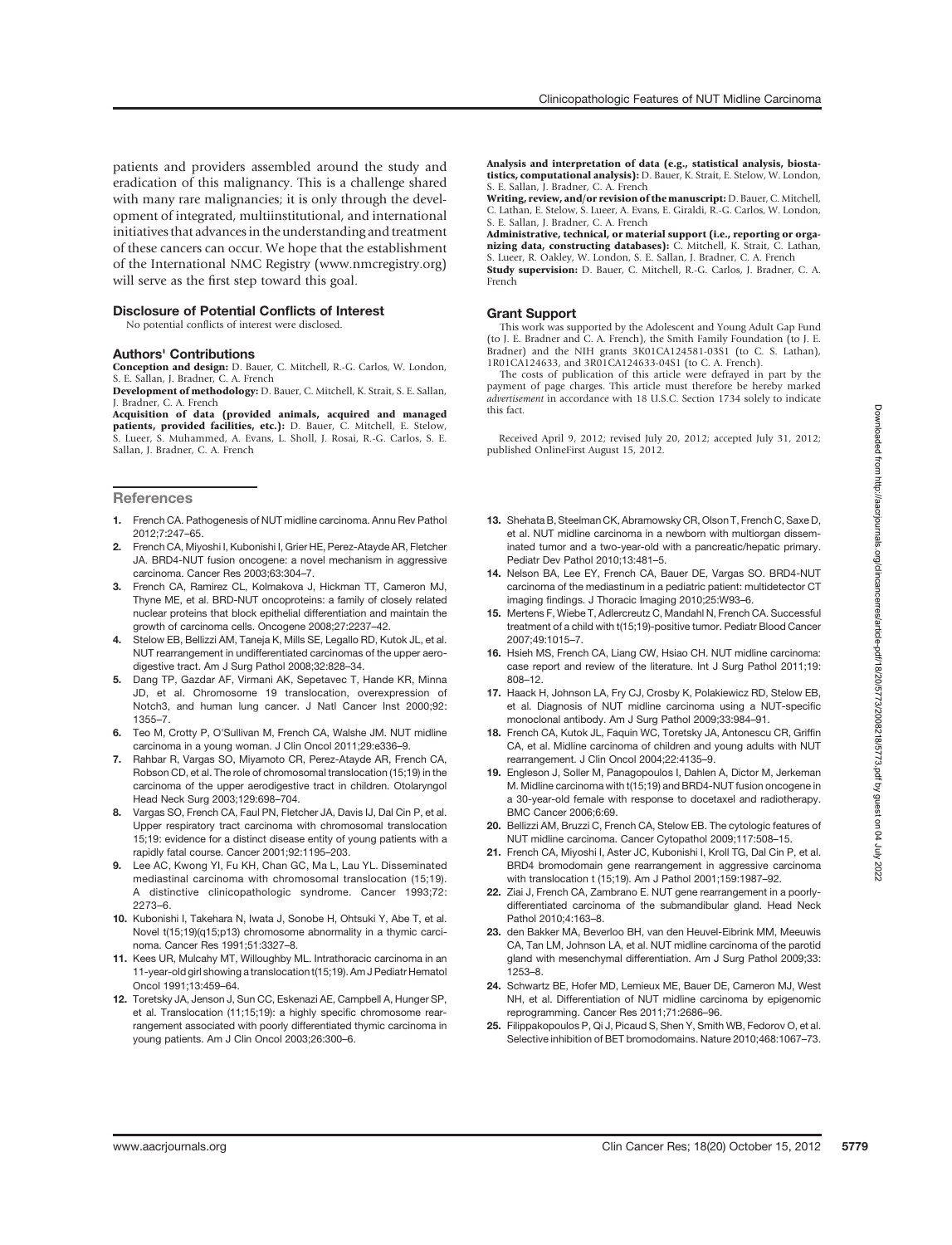patients and providers assembled around the study and eradication of this malignancy. This is a challenge shared with many rare malignancies; it is only through the development of integrated, multiinstitutional, and international initiatives that advances in the understanding and treatment of these cancers can occur. We hope that the establishment of the International NMC Registry (www.nmcregistry.org) will serve as the first step toward this goal.

## Disclosure of Potential Conflicts of Interest

No potential conflicts of interest were disclosed.

## Authors' Contributions

**Conception and design:** D. Bauer, C. Mitchell, R.-G. Carlos, W. London, S. E. Sallan, J. Bradner, C. A. French

**Development of methodology:** D. Bauer, C. Mitchell, K. Strait, S. E. Sallan, J. Bradner, C. A. French

**Acquisition of data (provided animals, acquired and managed patients, provided facilities, etc.):** D. Bauer, C. Mitchell, E. Stelow, S. Lueer, S. Muhammed, A. Evans, L. Sholl, J. Rosai, R.-G. Carlos, S. E. Sallan, J. Bradner, C. A. French

**Analysis and interpretation of data (e.g., statistical analysis, biostatistics, computational analysis):** D. Bauer, K. Strait, E. Stelow, W. London, S. E. Sallan, J. Bradner, C. A. French

**Writing, review, and/or revision of the manuscript:** D. Bauer, C. Mitchell, C. Lathan, E. Stelow, S. Lueer, A. Evans, E. Giraldi, R.-G. Carlos, W. London, S. E. Sallan, J. Bradner, C. A. French

**Administrative, technical, or material support (i.e., reporting or organizing data, constructing databases):** C. Mitchell, K. Strait, C. Lathan, S. Lueer, R. Oakley, W. London, S. E. Sallan, J. Bradner, C. A. French

**Study supervision:** D. Bauer, C. Mitchell, R.-G. Carlos, J. Bradner, C. A. French

## Grant Support

This work was supported by the Adolescent and Young Adult Gap Fund (to J. E. Bradner and C. A. French), the Smith Family Foundation (to J. E. Bradner) and the NIH grants 3K01CA124581-03S1 (to C. S. Lathan), 1R01CA124633, and 3R01CA124633-04S1 (to C. A. French).

The costs of publication of this article were defrayed in part by the payment of page charges. This article must therefore be hereby marked *advertisement* in accordance with 18 U.S.C. Section 1734 solely to indicate this fact.

Received April 9, 2012; revised July 20, 2012; accepted July 31, 2012; published OnlineFirst August 15, 2012.

## References

1. French CA. Pathogenesis of NUT midline carcinoma. Annu Rev Pathol 2012;7:247–65.
2. French CA, Miyoshi I, Kubonishi I, Grier HE, Perez-Atayde AR, Fletcher JA. BRD4-NUT fusion oncogene: a novel mechanism in aggressive carcinoma. Cancer Res 2003;63:304–7.
3. French CA, Ramirez CL, Kolmakova J, Hickman TT, Cameron MJ, Thyne ME, et al. BRD-NUT oncoproteins: a family of closely related nuclear proteins that block epithelial differentiation and maintain the growth of carcinoma cells. Oncogene 2008;27:2237–42.
4. Stelow EB, Bellizzi AM, Taneja K, Mills SE, Legallo RD, Kutok JL, et al. NUT rearrangement in undifferentiated carcinomas of the upper aerodigestive tract. Am J Surg Pathol 2008;32:828–34.
5. Dang TP, Gazdar AF, Virmani AK, Sepetavec T, Hande KR, Minna JD, et al. Chromosome 19 translocation, overexpression of Notch3, and human lung cancer. J Natl Cancer Inst 2000;92:1355–7.
6. Teo M, Crotty P, O'Sullivan M, French CA, Walshe JM. NUT midline carcinoma in a young woman. J Clin Oncol 2011;29:e336–9.
7. Rahbar R, Vargas SO, Miyamoto CR, Perez-Atayde AR, French CA, Robson CD, et al. The role of chromosomal translocation (15;19) in the carcinoma of the upper aerodigestive tract in children. Otolaryngol Head Neck Surg 2003;129:698–704.
8. Vargas SO, French CA, Faul PN, Fletcher JA, Davis IJ, Dal Cin P, et al. Upper respiratory tract carcinoma with chromosomal translocation 15;19: evidence for a distinct disease entity of young patients with a rapidly fatal course. Cancer 2001;92:1195–203.
9. Lee AC, Kwong YI, Fu KH, Chan GC, Ma L, Lau YL. Disseminated mediastinal carcinoma with chromosomal translocation (15;19). A distinctive clinicopathologic syndrome. Cancer 1993;72:2273–6.
10. Kubonishi I, Takehara N, Iwata J, Sonobe H, Ohtsuki Y, Abe T, et al. Novel t(15;19)(q15;p13) chromosome abnormality in a thymic carcinoma. Cancer Res 1991;51:3327–8.
11. Kees UR, Mulcahy MT, Willoughby ML. Intrathoracic carcinoma in an 11-year-old girl showing a translocation t(15;19). Am J Pediatr Hematol Oncol 1991;13:459–64.
12. Toretsky JA, Jenson J, Sun CC, Eskenazi AE, Campbell A, Hunger SP, et al. Translocation (11;15;19): a highly specific chromosome rearrangement associated with poorly differentiated thymic carcinoma in young patients. Am J Clin Oncol 2003;26:300–6.
13. Shehata B, Steelman CK, Abramowsky CR, Olson T, French C, Saxe D, et al. NUT midline carcinoma in a newborn with multiorgan disseminated tumor and a two-year-old with a pancreatic/hepatic primary. Pediatr Dev Pathol 2010;13:481–5.
14. Nelson BA, Lee EY, French CA, Bauer DE, Vargas SO. BRD4-NUT carcinoma of the mediastinum in a pediatric patient: multidetector CT imaging findings. J Thoracic Imaging 2010;25:W93–6.
15. Mertens F, Wiebe T, Adlercreutz C, Mandahl N, French CA. Successful treatment of a child with t(15;19)-positive tumor. Pediatr Blood Cancer 2007;49:1015–7.
16. Hsieh MS, French CA, Liang CW, Hsiao CH. NUT midline carcinoma: case report and review of the literature. Int J Surg Pathol 2011;19:808–12.
17. Haack H, Johnson LA, Fry CJ, Crosby K, Polakiewicz RD, Stelow EB, et al. Diagnosis of NUT midline carcinoma using a NUT-specific monoclonal antibody. Am J Surg Pathol 2009;33:984–91.
18. French CA, Kutok JL, Faquin WC, Toretsky JA, Antonescu CR, Griffin CA, et al. Midline carcinoma of children and young adults with NUT rearrangement. J Clin Oncol 2004;22:4135–9.
19. Engleson J, Soller M, Panagopoulos I, Dahlen A, Dictor M, Jerkeman M. Midline carcinoma with t(15;19) and BRD4-NUT fusion oncogene in a 30-year-old female with response to docetaxel and radiotherapy. BMC Cancer 2006;6:69.
20. Bellizzi AM, Bruzzi C, French CA, Stelow EB. The cytologic features of NUT midline carcinoma. Cancer Cytopathol 2009;117:508–15.
21. French CA, Miyoshi I, Aster JC, Kubonishi I, Kroll TG, Dal Cin P, et al. BRD4 bromodomain gene rearrangement in aggressive carcinoma with translocation t (15;19). Am J Pathol 2001;159:1987–92.
22. Ziai J, French CA, Zambrano E. NUT gene rearrangement in a poorly-differentiated carcinoma of the submandibular gland. Head Neck Pathol 2010;4:163–8.
23. den Bakker MA, Beverloo BH, van den Heuvel-Eibrink MM, Meeuwis CA, Tan LM, Johnson LA, et al. NUT midline carcinoma of the parotid gland with mesenchymal differentiation. Am J Surg Pathol 2009;33:1253–8.
24. Schwartz BE, Hofer MD, Lemieux ME, Bauer DE, Cameron MJ, West NH, et al. Differentiation of NUT midline carcinoma by epigenomic reprogramming. Cancer Res 2011;71:2686–96.
25. Filippakopoulos P, Qi J, Picaud S, Shen Y, Smith WB, Fedorov O, et al. Selective inhibition of BET bromodomains. Nature 2010;468:1067–73.